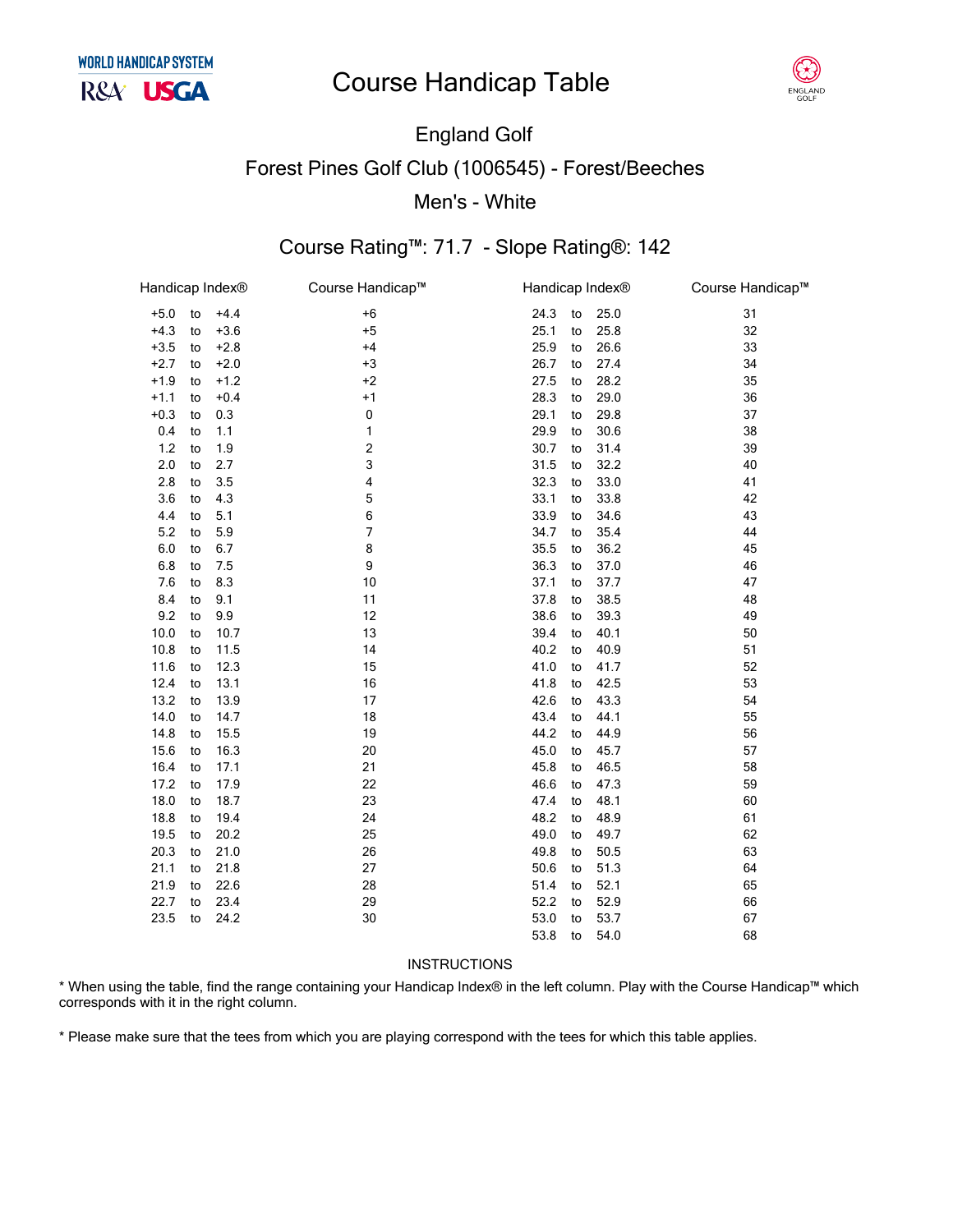WORLD HANDICAP SYSTEM
R&A USGA

# Course Handicap Table

ENGLAND GOLF

## England Golf

## Forest Pines Golf Club (1006545) - Forest/Beeches

## Men's - White

### Course Rating™: 71.7 - Slope Rating®: 142

| Handicap Index® | Course Handicap™ | Handicap Index® | Course Handicap™ |
|---|---|---|---|
| +5.0 to +4.4 | +6 | 24.3 to 25.0 | 31 |
| +4.3 to +3.6 | +5 | 25.1 to 25.8 | 32 |
| +3.5 to +2.8 | +4 | 25.9 to 26.6 | 33 |
| +2.7 to +2.0 | +3 | 26.7 to 27.4 | 34 |
| +1.9 to +1.2 | +2 | 27.5 to 28.2 | 35 |
| +1.1 to +0.4 | +1 | 28.3 to 29.0 | 36 |
| +0.3 to 0.3 | 0 | 29.1 to 29.8 | 37 |
| 0.4 to 1.1 | 1 | 29.9 to 30.6 | 38 |
| 1.2 to 1.9 | 2 | 30.7 to 31.4 | 39 |
| 2.0 to 2.7 | 3 | 31.5 to 32.2 | 40 |
| 2.8 to 3.5 | 4 | 32.3 to 33.0 | 41 |
| 3.6 to 4.3 | 5 | 33.1 to 33.8 | 42 |
| 4.4 to 5.1 | 6 | 33.9 to 34.6 | 43 |
| 5.2 to 5.9 | 7 | 34.7 to 35.4 | 44 |
| 6.0 to 6.7 | 8 | 35.5 to 36.2 | 45 |
| 6.8 to 7.5 | 9 | 36.3 to 37.0 | 46 |
| 7.6 to 8.3 | 10 | 37.1 to 37.7 | 47 |
| 8.4 to 9.1 | 11 | 37.8 to 38.5 | 48 |
| 9.2 to 9.9 | 12 | 38.6 to 39.3 | 49 |
| 10.0 to 10.7 | 13 | 39.4 to 40.1 | 50 |
| 10.8 to 11.5 | 14 | 40.2 to 40.9 | 51 |
| 11.6 to 12.3 | 15 | 41.0 to 41.7 | 52 |
| 12.4 to 13.1 | 16 | 41.8 to 42.5 | 53 |
| 13.2 to 13.9 | 17 | 42.6 to 43.3 | 54 |
| 14.0 to 14.7 | 18 | 43.4 to 44.1 | 55 |
| 14.8 to 15.5 | 19 | 44.2 to 44.9 | 56 |
| 15.6 to 16.3 | 20 | 45.0 to 45.7 | 57 |
| 16.4 to 17.1 | 21 | 45.8 to 46.5 | 58 |
| 17.2 to 17.9 | 22 | 46.6 to 47.3 | 59 |
| 18.0 to 18.7 | 23 | 47.4 to 48.1 | 60 |
| 18.8 to 19.4 | 24 | 48.2 to 48.9 | 61 |
| 19.5 to 20.2 | 25 | 49.0 to 49.7 | 62 |
| 20.3 to 21.0 | 26 | 49.8 to 50.5 | 63 |
| 21.1 to 21.8 | 27 | 50.6 to 51.3 | 64 |
| 21.9 to 22.6 | 28 | 51.4 to 52.1 | 65 |
| 22.7 to 23.4 | 29 | 52.2 to 52.9 | 66 |
| 23.5 to 24.2 | 30 | 53.0 to 53.7 | 67 |
| | | 53.8 to 54.0 | 68 |

INSTRUCTIONS

* When using the table, find the range containing your Handicap Index® in the left column. Play with the Course Handicap™ which corresponds with it in the right column.

* Please make sure that the tees from which you are playing correspond with the tees for which this table applies.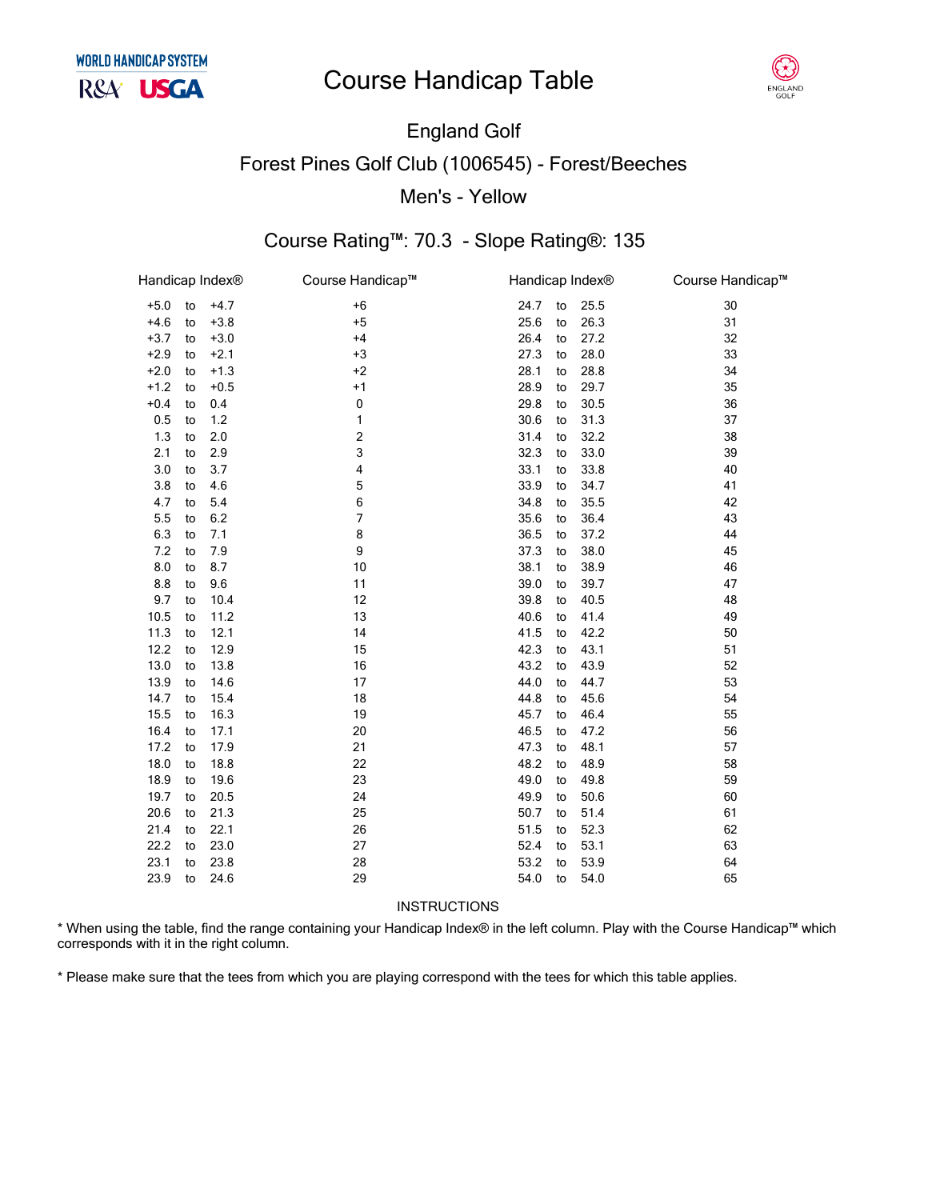WORLD HANDICAP SYSTEM

R&A USGA

# Course Handicap Table

ENGLAND GOLF

## England Golf

## Forest Pines Golf Club (1006545) - Forest/Beeches

## Men's - Yellow

### Course Rating™: 70.3 - Slope Rating®: 135

| Handicap Index® | | | Course Handicap™ | Handicap Index® | | | Course Handicap™ |
|---|---|---|---|---|---|---|---|
| +5.0 | to | +4.7 | +6 | 24.7 | to | 25.5 | 30 |
| +4.6 | to | +3.8 | +5 | 25.6 | to | 26.3 | 31 |
| +3.7 | to | +3.0 | +4 | 26.4 | to | 27.2 | 32 |
| +2.9 | to | +2.1 | +3 | 27.3 | to | 28.0 | 33 |
| +2.0 | to | +1.3 | +2 | 28.1 | to | 28.8 | 34 |
| +1.2 | to | +0.5 | +1 | 28.9 | to | 29.7 | 35 |
| +0.4 | to | 0.4 | 0 | 29.8 | to | 30.5 | 36 |
| 0.5 | to | 1.2 | 1 | 30.6 | to | 31.3 | 37 |
| 1.3 | to | 2.0 | 2 | 31.4 | to | 32.2 | 38 |
| 2.1 | to | 2.9 | 3 | 32.3 | to | 33.0 | 39 |
| 3.0 | to | 3.7 | 4 | 33.1 | to | 33.8 | 40 |
| 3.8 | to | 4.6 | 5 | 33.9 | to | 34.7 | 41 |
| 4.7 | to | 5.4 | 6 | 34.8 | to | 35.5 | 42 |
| 5.5 | to | 6.2 | 7 | 35.6 | to | 36.4 | 43 |
| 6.3 | to | 7.1 | 8 | 36.5 | to | 37.2 | 44 |
| 7.2 | to | 7.9 | 9 | 37.3 | to | 38.0 | 45 |
| 8.0 | to | 8.7 | 10 | 38.1 | to | 38.9 | 46 |
| 8.8 | to | 9.6 | 11 | 39.0 | to | 39.7 | 47 |
| 9.7 | to | 10.4 | 12 | 39.8 | to | 40.5 | 48 |
| 10.5 | to | 11.2 | 13 | 40.6 | to | 41.4 | 49 |
| 11.3 | to | 12.1 | 14 | 41.5 | to | 42.2 | 50 |
| 12.2 | to | 12.9 | 15 | 42.3 | to | 43.1 | 51 |
| 13.0 | to | 13.8 | 16 | 43.2 | to | 43.9 | 52 |
| 13.9 | to | 14.6 | 17 | 44.0 | to | 44.7 | 53 |
| 14.7 | to | 15.4 | 18 | 44.8 | to | 45.6 | 54 |
| 15.5 | to | 16.3 | 19 | 45.7 | to | 46.4 | 55 |
| 16.4 | to | 17.1 | 20 | 46.5 | to | 47.2 | 56 |
| 17.2 | to | 17.9 | 21 | 47.3 | to | 48.1 | 57 |
| 18.0 | to | 18.8 | 22 | 48.2 | to | 48.9 | 58 |
| 18.9 | to | 19.6 | 23 | 49.0 | to | 49.8 | 59 |
| 19.7 | to | 20.5 | 24 | 49.9 | to | 50.6 | 60 |
| 20.6 | to | 21.3 | 25 | 50.7 | to | 51.4 | 61 |
| 21.4 | to | 22.1 | 26 | 51.5 | to | 52.3 | 62 |
| 22.2 | to | 23.0 | 27 | 52.4 | to | 53.1 | 63 |
| 23.1 | to | 23.8 | 28 | 53.2 | to | 53.9 | 64 |
| 23.9 | to | 24.6 | 29 | 54.0 | to | 54.0 | 65 |

INSTRUCTIONS

* When using the table, find the range containing your Handicap Index® in the left column. Play with the Course Handicap™ which corresponds with it in the right column.

* Please make sure that the tees from which you are playing correspond with the tees for which this table applies.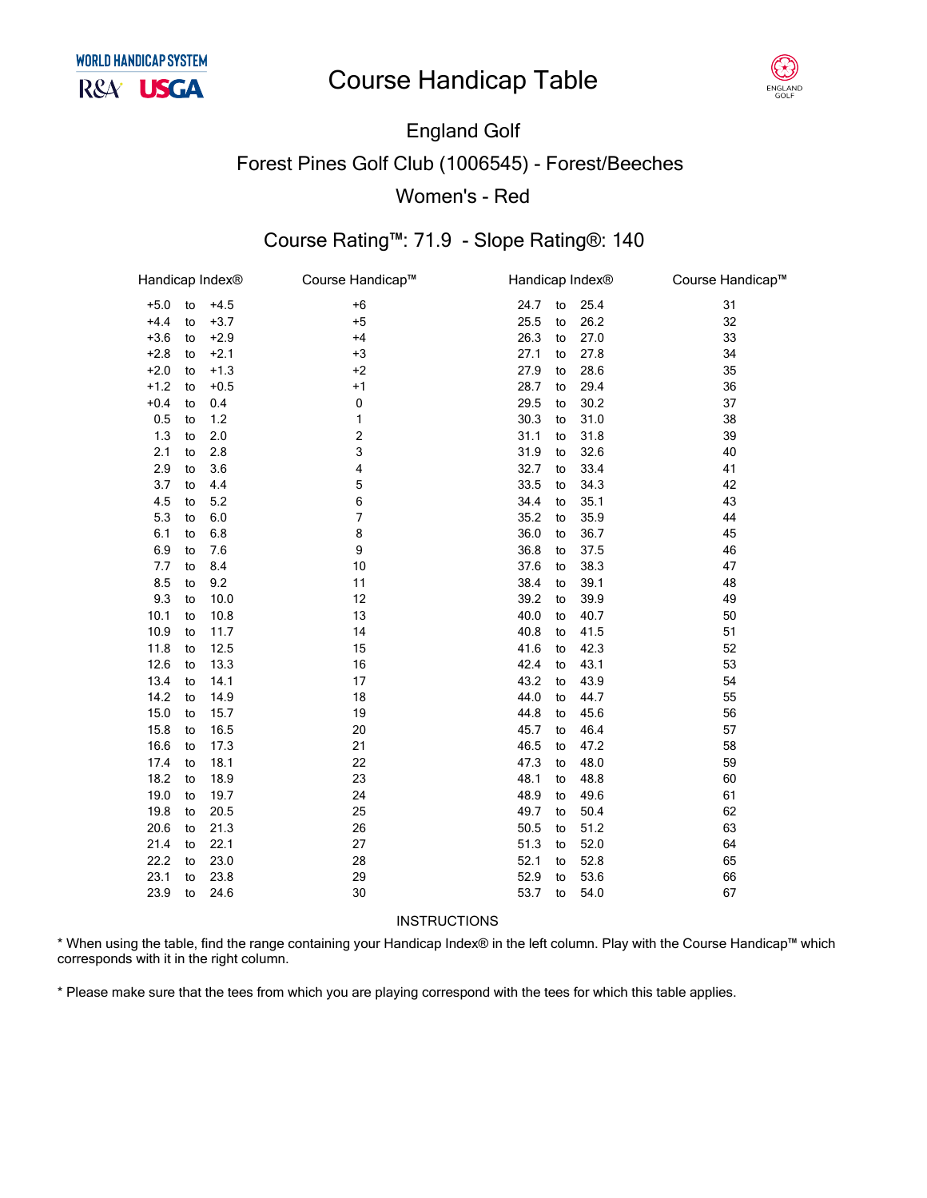WORLD HANDICAP SYSTEM

R&A USGA

# Course Handicap Table

ENGLAND GOLF

## England Golf

## Forest Pines Golf Club (1006545) - Forest/Beeches

## Women's - Red

### Course Rating™: 71.9 - Slope Rating®: 140

| Handicap Index® | Course Handicap™ | Handicap Index® | Course Handicap™ |
|---|---|---|---|
| +5.0 to +4.5 | +6 | 24.7 to 25.4 | 31 |
| +4.4 to +3.7 | +5 | 25.5 to 26.2 | 32 |
| +3.6 to +2.9 | +4 | 26.3 to 27.0 | 33 |
| +2.8 to +2.1 | +3 | 27.1 to 27.8 | 34 |
| +2.0 to +1.3 | +2 | 27.9 to 28.6 | 35 |
| +1.2 to +0.5 | +1 | 28.7 to 29.4 | 36 |
| +0.4 to 0.4 | 0 | 29.5 to 30.2 | 37 |
| 0.5 to 1.2 | 1 | 30.3 to 31.0 | 38 |
| 1.3 to 2.0 | 2 | 31.1 to 31.8 | 39 |
| 2.1 to 2.8 | 3 | 31.9 to 32.6 | 40 |
| 2.9 to 3.6 | 4 | 32.7 to 33.4 | 41 |
| 3.7 to 4.4 | 5 | 33.5 to 34.3 | 42 |
| 4.5 to 5.2 | 6 | 34.4 to 35.1 | 43 |
| 5.3 to 6.0 | 7 | 35.2 to 35.9 | 44 |
| 6.1 to 6.8 | 8 | 36.0 to 36.7 | 45 |
| 6.9 to 7.6 | 9 | 36.8 to 37.5 | 46 |
| 7.7 to 8.4 | 10 | 37.6 to 38.3 | 47 |
| 8.5 to 9.2 | 11 | 38.4 to 39.1 | 48 |
| 9.3 to 10.0 | 12 | 39.2 to 39.9 | 49 |
| 10.1 to 10.8 | 13 | 40.0 to 40.7 | 50 |
| 10.9 to 11.7 | 14 | 40.8 to 41.5 | 51 |
| 11.8 to 12.5 | 15 | 41.6 to 42.3 | 52 |
| 12.6 to 13.3 | 16 | 42.4 to 43.1 | 53 |
| 13.4 to 14.1 | 17 | 43.2 to 43.9 | 54 |
| 14.2 to 14.9 | 18 | 44.0 to 44.7 | 55 |
| 15.0 to 15.7 | 19 | 44.8 to 45.6 | 56 |
| 15.8 to 16.5 | 20 | 45.7 to 46.4 | 57 |
| 16.6 to 17.3 | 21 | 46.5 to 47.2 | 58 |
| 17.4 to 18.1 | 22 | 47.3 to 48.0 | 59 |
| 18.2 to 18.9 | 23 | 48.1 to 48.8 | 60 |
| 19.0 to 19.7 | 24 | 48.9 to 49.6 | 61 |
| 19.8 to 20.5 | 25 | 49.7 to 50.4 | 62 |
| 20.6 to 21.3 | 26 | 50.5 to 51.2 | 63 |
| 21.4 to 22.1 | 27 | 51.3 to 52.0 | 64 |
| 22.2 to 23.0 | 28 | 52.1 to 52.8 | 65 |
| 23.1 to 23.8 | 29 | 52.9 to 53.6 | 66 |
| 23.9 to 24.6 | 30 | 53.7 to 54.0 | 67 |

INSTRUCTIONS

* When using the table, find the range containing your Handicap Index® in the left column. Play with the Course Handicap™ which corresponds with it in the right column.

* Please make sure that the tees from which you are playing correspond with the tees for which this table applies.